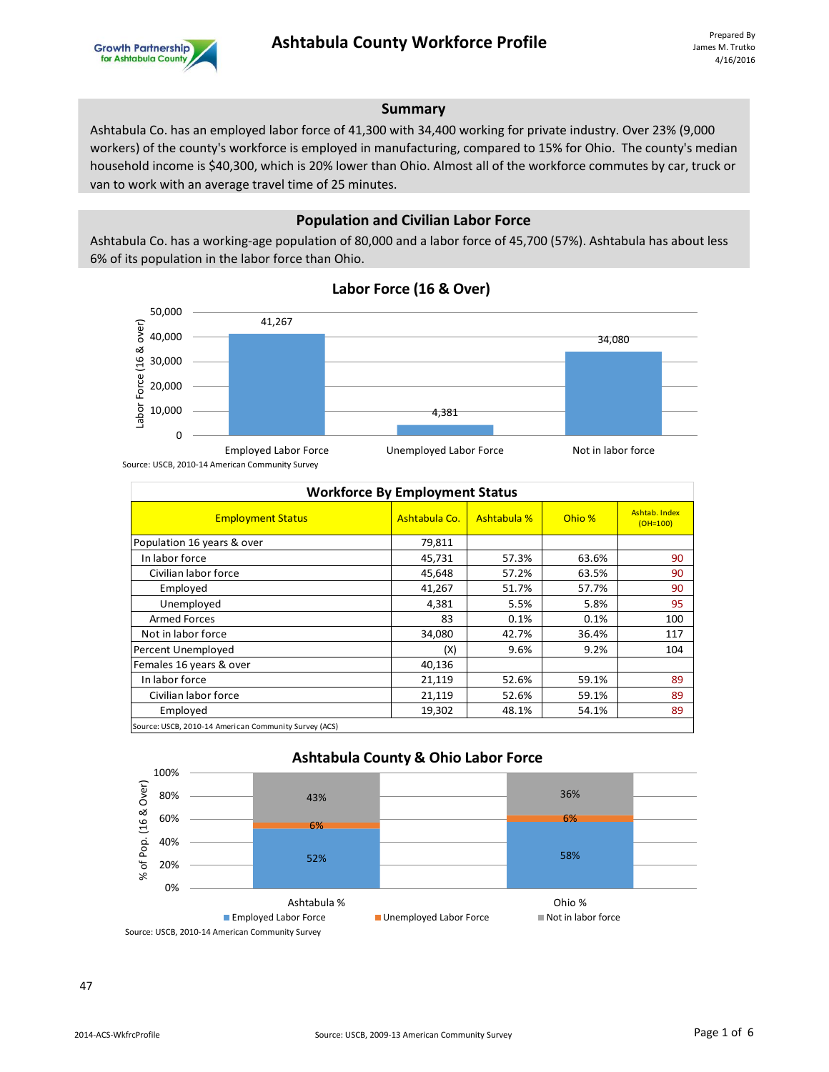# Ashtabula County Workforce Profile

Prepared By
James M. Trutko
4/16/2016

## Summary

Ashtabula Co. has an employed labor force of 41,300 with 34,400 working for private industry. Over 23% (9,000 workers) of the county's workforce is employed in manufacturing, compared to 15% for Ohio. The county's median household income is $40,300, which is 20% lower than Ohio. Almost all of the workforce commutes by car, truck or van to work with an average travel time of 25 minutes.

## Population and Civilian Labor Force

Ashtabula Co. has a working-age population of 80,000 and a labor force of 45,700 (57%). Ashtabula has about less 6% of its population in the labor force than Ohio.

### Labor Force (16 & Over)

| | Labor Force (16 & over) |
|---|---|
| Employed Labor Force | 41,267 |
| Unemployed Labor Force | 4,381 |
| Not in labor force | 34,080 |

Source: USCB, 2010-14 American Community Survey

### Workforce By Employment Status

| Employment Status | Ashtabula Co. | Ashtabula % | Ohio % | Ashtab. Index (OH=100) |
|---|---|---|---|---|
| Population 16 years & over | 79,811 | | | |
| In labor force | 45,731 | 57.3% | 63.6% | 90 |
| Civilian labor force | 45,648 | 57.2% | 63.5% | 90 |
| Employed | 41,267 | 51.7% | 57.7% | 90 |
| Unemployed | 4,381 | 5.5% | 5.8% | 95 |
| Armed Forces | 83 | 0.1% | 0.1% | 100 |
| Not in labor force | 34,080 | 42.7% | 36.4% | 117 |
| Percent Unemployed | (X) | 9.6% | 9.2% | 104 |
| Females 16 years & over | 40,136 | | | |
| In labor force | 21,119 | 52.6% | 59.1% | 89 |
| Civilian labor force | 21,119 | 52.6% | 59.1% | 89 |
| Employed | 19,302 | 48.1% | 54.1% | 89 |

Source: USCB, 2010-14 American Community Survey (ACS)

### Ashtabula County & Ohio Labor Force

| % of Pop. (16 & Over) | Ashtabula % | Ohio % |
|---|---|---|
| Employed Labor Force | 52% | 58% |
| Unemployed Labor Force | 6% | 6% |
| Not in labor force | 43% | 36% |

Source: USCB, 2010-14 American Community Survey

47

2014-ACS-WkfrcProfile

Source: USCB, 2009-13 American Community Survey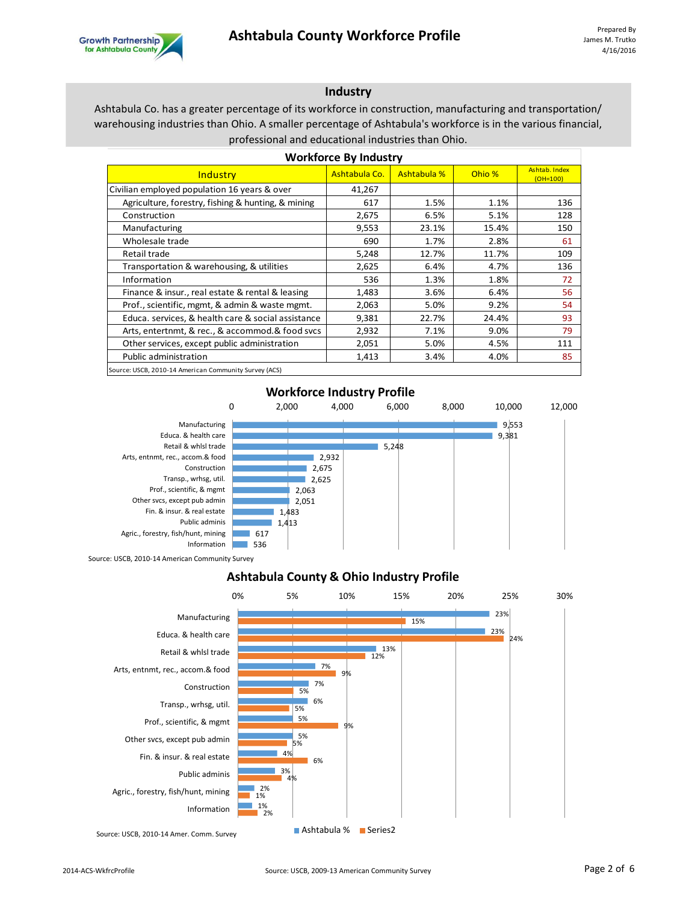# Ashtabula County Workforce Profile

Prepared By
James M. Trutko
4/16/2016

## Industry

Ashtabula Co. has a greater percentage of its workforce in construction, manufacturing and transportation/ warehousing industries than Ohio. A smaller percentage of Ashtabula's workforce is in the various financial, professional and educational industries than Ohio.

### Workforce By Industry

| Industry | Ashtabula Co. | Ashtabula % | Ohio % | Ashtab. Index (OH=100) |
|---|---|---|---|---|
| Civilian employed population 16 years & over | 41,267 | | | |
| Agriculture, forestry, fishing & hunting, & mining | 617 | 1.5% | 1.1% | 136 |
| Construction | 2,675 | 6.5% | 5.1% | 128 |
| Manufacturing | 9,553 | 23.1% | 15.4% | 150 |
| Wholesale trade | 690 | 1.7% | 2.8% | 61 |
| Retail trade | 5,248 | 12.7% | 11.7% | 109 |
| Transportation & warehousing, & utilities | 2,625 | 6.4% | 4.7% | 136 |
| Information | 536 | 1.3% | 1.8% | 72 |
| Finance & insur., real estate & rental & leasing | 1,483 | 3.6% | 6.4% | 56 |
| Prof., scientific, mgmt, & admin & waste mgmt. | 2,063 | 5.0% | 9.2% | 54 |
| Educa. services, & health care & social assistance | 9,381 | 22.7% | 24.4% | 93 |
| Arts, entertnmt, & rec., & accommod.& food svcs | 2,932 | 7.1% | 9.0% | 79 |
| Other services, except public administration | 2,051 | 5.0% | 4.5% | 111 |
| Public administration | 1,413 | 3.4% | 4.0% | 85 |

Source: USCB, 2010-14 American Community Survey (ACS)

### Workforce Industry Profile

| Industry | Workers |
|---|---|
| Manufacturing | 9,553 |
| Educa. & health care | 9,381 |
| Retail & whlsl trade | 5,248 |
| Arts, entnmt, rec., accom.& food | 2,932 |
| Construction | 2,675 |
| Transp., wrhsg, util. | 2,625 |
| Prof., scientific, & mgmt | 2,063 |
| Other svcs, except pub admin | 2,051 |
| Fin. & insur. & real estate | 1,483 |
| Public adminis | 1,413 |
| Agric., forestry, fish/hunt, mining | 617 |
| Information | 536 |

Source: USCB, 2010-14 American Community Survey

### Ashtabula County & Ohio Industry Profile

| Industry | Ashtabula % | Series2 |
|---|---|---|
| Manufacturing | 23% | 15% |
| Educa. & health care | 23% | 24% |
| Retail & whlsl trade | 13% | 12% |
| Arts, entnmt, rec., accom.& food | 7% | 9% |
| Construction | 7% | 5% |
| Transp., wrhsg, util. | 6% | 5% |
| Prof., scientific, & mgmt | 5% | 9% |
| Other svcs, except pub admin | 5% | 5% |
| Fin. & insur. & real estate | 4% | 6% |
| Public adminis | 3% | 4% |
| Agric., forestry, fish/hunt, mining | 2% | 1% |
| Information | 1% | 2% |

Source: USCB, 2010-14 Amer. Comm. Survey

Source: USCB, 2009-13 American Community Survey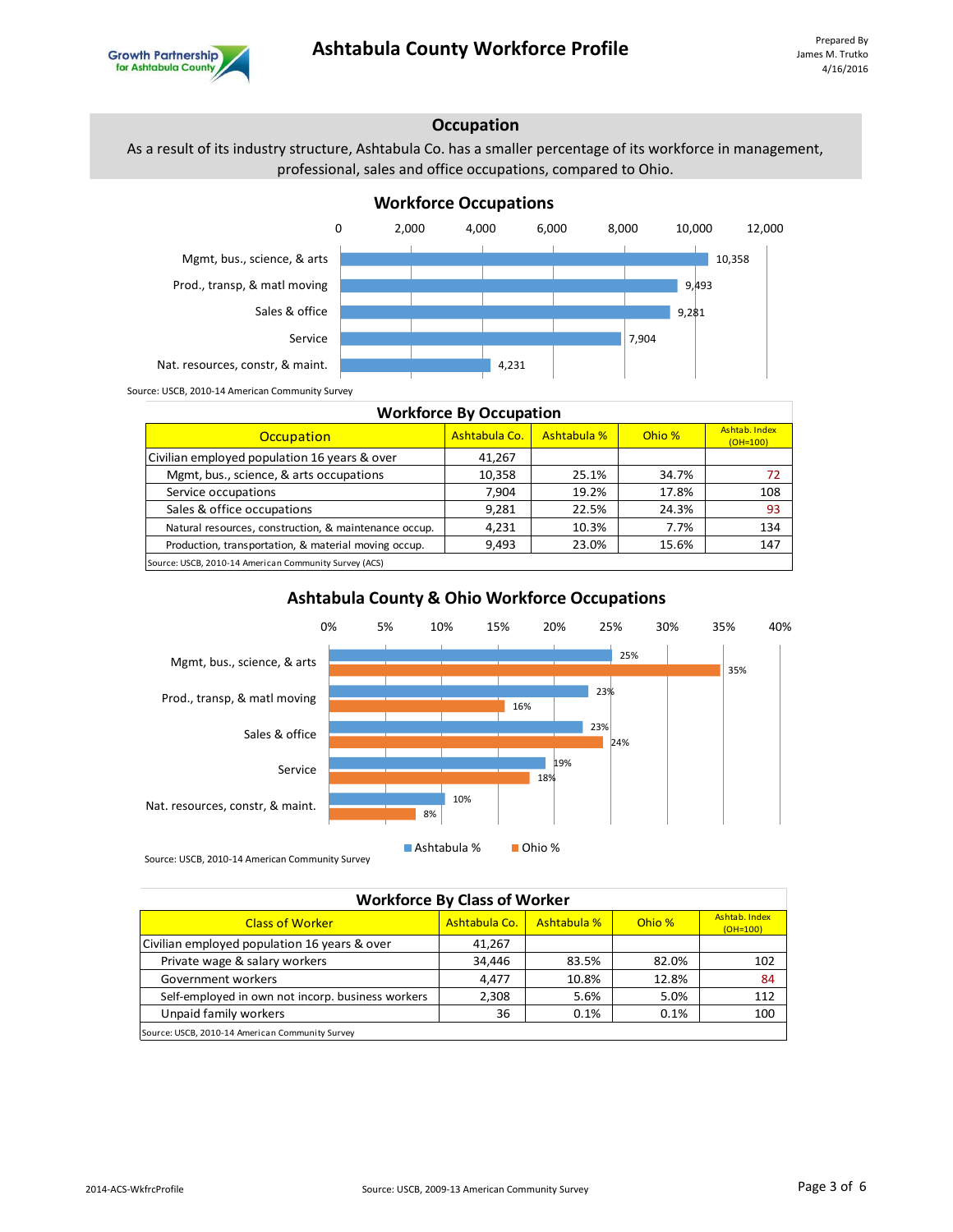## Occupation

As a result of its industry structure, Ashtabula Co. has a smaller percentage of its workforce in management, professional, sales and office occupations, compared to Ohio.

### Workforce Occupations

| Occupation | Workers |
|---|---|
| Mgmt, bus., science, & arts | 10,358 |
| Prod., transp, & matl moving | 9,493 |
| Sales & office | 9,281 |
| Service | 7,904 |
| Nat. resources, constr, & maint. | 4,231 |

Source: USCB, 2010-14 American Community Survey

### Workforce By Occupation

| Occupation | Ashtabula Co. | Ashtabula % | Ohio % | Ashtab. Index (OH=100) |
|---|---|---|---|---|
| Civilian employed population 16 years & over | 41,267 | | | |
| Mgmt, bus., science, & arts occupations | 10,358 | 25.1% | 34.7% | 72 |
| Service occupations | 7,904 | 19.2% | 17.8% | 108 |
| Sales & office occupations | 9,281 | 22.5% | 24.3% | 93 |
| Natural resources, construction, & maintenance occup. | 4,231 | 10.3% | 7.7% | 134 |
| Production, transportation, & material moving occup. | 9,493 | 23.0% | 15.6% | 147 |

Source: USCB, 2010-14 American Community Survey (ACS)

### Ashtabula County & Ohio Workforce Occupations

| Occupation | Ashtabula % | Ohio % |
|---|---|---|
| Mgmt, bus., science, & arts | 25% | 35% |
| Prod., transp, & matl moving | 23% | 16% |
| Sales & office | 23% | 24% |
| Service | 19% | 18% |
| Nat. resources, constr, & maint. | 10% | 8% |

Source: USCB, 2010-14 American Community Survey

### Workforce By Class of Worker

| Class of Worker | Ashtabula Co. | Ashtabula % | Ohio % | Ashtab. Index (OH=100) |
|---|---|---|---|---|
| Civilian employed population 16 years & over | 41,267 | | | |
| Private wage & salary workers | 34,446 | 83.5% | 82.0% | 102 |
| Government workers | 4,477 | 10.8% | 12.8% | 84 |
| Self-employed in own not incorp. business workers | 2,308 | 5.6% | 5.0% | 112 |
| Unpaid family workers | 36 | 0.1% | 0.1% | 100 |

Source: USCB, 2010-14 American Community Survey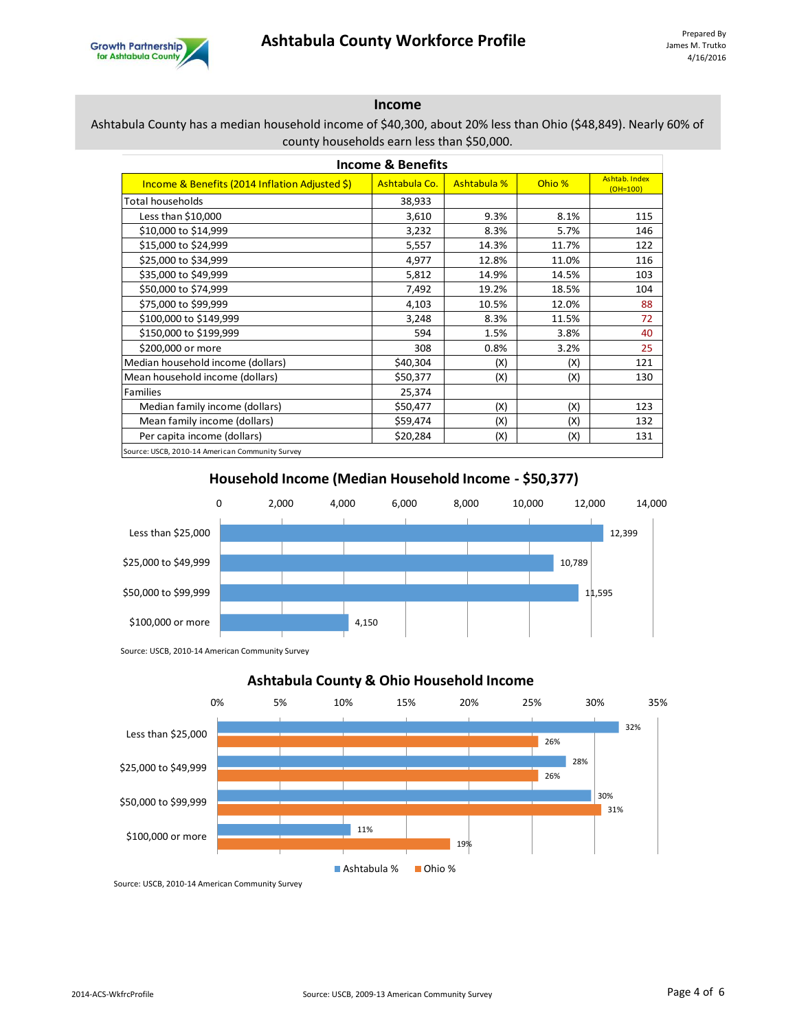# Ashtabula County Workforce Profile

Prepared By
James M. Trutko
4/16/2016

## Income

Ashtabula County has a median household income of $40,300, about 20% less than Ohio ($48,849). Nearly 60% of county households earn less than $50,000.

### Income & Benefits

| Income & Benefits (2014 Inflation Adjusted $) | Ashtabula Co. | Ashtabula % | Ohio % | Ashtab. Index (OH=100) |
|---|---|---|---|---|
| Total households | 38,933 | | | |
| Less than $10,000 | 3,610 | 9.3% | 8.1% | 115 |
| $10,000 to $14,999 | 3,232 | 8.3% | 5.7% | 146 |
| $15,000 to $24,999 | 5,557 | 14.3% | 11.7% | 122 |
| $25,000 to $34,999 | 4,977 | 12.8% | 11.0% | 116 |
| $35,000 to $49,999 | 5,812 | 14.9% | 14.5% | 103 |
| $50,000 to $74,999 | 7,492 | 19.2% | 18.5% | 104 |
| $75,000 to $99,999 | 4,103 | 10.5% | 12.0% | 88 |
| $100,000 to $149,999 | 3,248 | 8.3% | 11.5% | 72 |
| $150,000 to $199,999 | 594 | 1.5% | 3.8% | 40 |
| $200,000 or more | 308 | 0.8% | 3.2% | 25 |
| Median household income (dollars) | $40,304 | (X) | (X) | 121 |
| Mean household income (dollars) | $50,377 | (X) | (X) | 130 |
| Families | 25,374 | | | |
| Median family income (dollars) | $50,477 | (X) | (X) | 123 |
| Mean family income (dollars) | $59,474 | (X) | (X) | 132 |
| Per capita income (dollars) | $20,284 | (X) | (X) | 131 |

Source: USCB, 2010-14 American Community Survey

### Household Income (Median Household Income - $50,377)

| Household Income | Households |
|---|---|
| Less than $25,000 | 12,399 |
| $25,000 to $49,999 | 10,789 |
| $50,000 to $99,999 | 11,595 |
| $100,000 or more | 4,150 |

Source: USCB, 2010-14 American Community Survey

### Ashtabula County & Ohio Household Income

| Household Income | Ashtabula % | Ohio % |
|---|---|---|
| Less than $25,000 | 32% | 26% |
| $25,000 to $49,999 | 28% | 26% |
| $50,000 to $99,999 | 30% | 31% |
| $100,000 or more | 11% | 19% |

Source: USCB, 2010-14 American Community Survey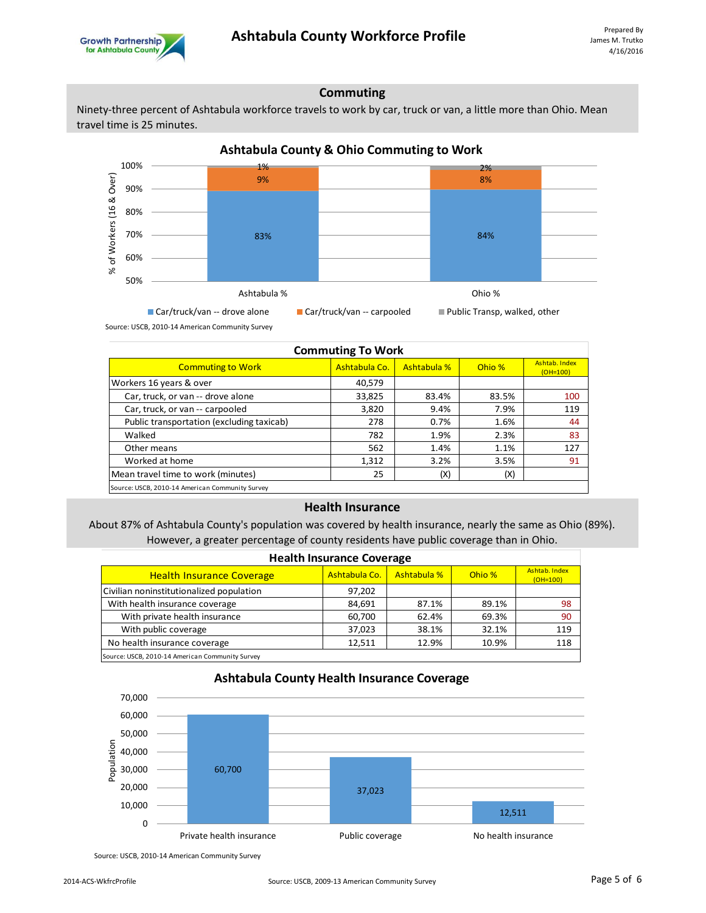## Commuting

Ninety-three percent of Ashtabula workforce travels to work by car, truck or van, a little more than Ohio. Mean travel time is 25 minutes.

### Ashtabula County & Ohio Commuting to Work

| | Car/truck/van -- drove alone | Car/truck/van -- carpooled | Public Transp, walked, other |
|---|---|---|---|
| Ashtabula % | 83% | 9% | 1% |
| Ohio % | 84% | 8% | 2% |

Source: USCB, 2010-14 American Community Survey

### Commuting To Work

| Commuting to Work | Ashtabula Co. | Ashtabula % | Ohio % | Ashtab. Index (OH=100) |
|---|---|---|---|---|
| Workers 16 years & over | 40,579 | | | |
| Car, truck, or van -- drove alone | 33,825 | 83.4% | 83.5% | 100 |
| Car, truck, or van -- carpooled | 3,820 | 9.4% | 7.9% | 119 |
| Public transportation (excluding taxicab) | 278 | 0.7% | 1.6% | 44 |
| Walked | 782 | 1.9% | 2.3% | 83 |
| Other means | 562 | 1.4% | 1.1% | 127 |
| Worked at home | 1,312 | 3.2% | 3.5% | 91 |
| Mean travel time to work (minutes) | 25 | (X) | (X) | |

Source: USCB, 2010-14 American Community Survey

## Health Insurance

About 87% of Ashtabula County's population was covered by health insurance, nearly the same as Ohio (89%). However, a greater percentage of county residents have public coverage than in Ohio.

### Health Insurance Coverage

| Health Insurance Coverage | Ashtabula Co. | Ashtabula % | Ohio % | Ashtab. Index (OH=100) |
|---|---|---|---|---|
| Civilian noninstitutionalized population | 97,202 | | | |
| With health insurance coverage | 84,691 | 87.1% | 89.1% | 98 |
| With private health insurance | 60,700 | 62.4% | 69.3% | 90 |
| With public coverage | 37,023 | 38.1% | 32.1% | 119 |
| No health insurance coverage | 12,511 | 12.9% | 10.9% | 118 |

Source: USCB, 2010-14 American Community Survey

### Ashtabula County Health Insurance Coverage

| | Population |
|---|---|
| Private health insurance | 60,700 |
| Public coverage | 37,023 |
| No health insurance | 12,511 |

Source: USCB, 2010-14 American Community Survey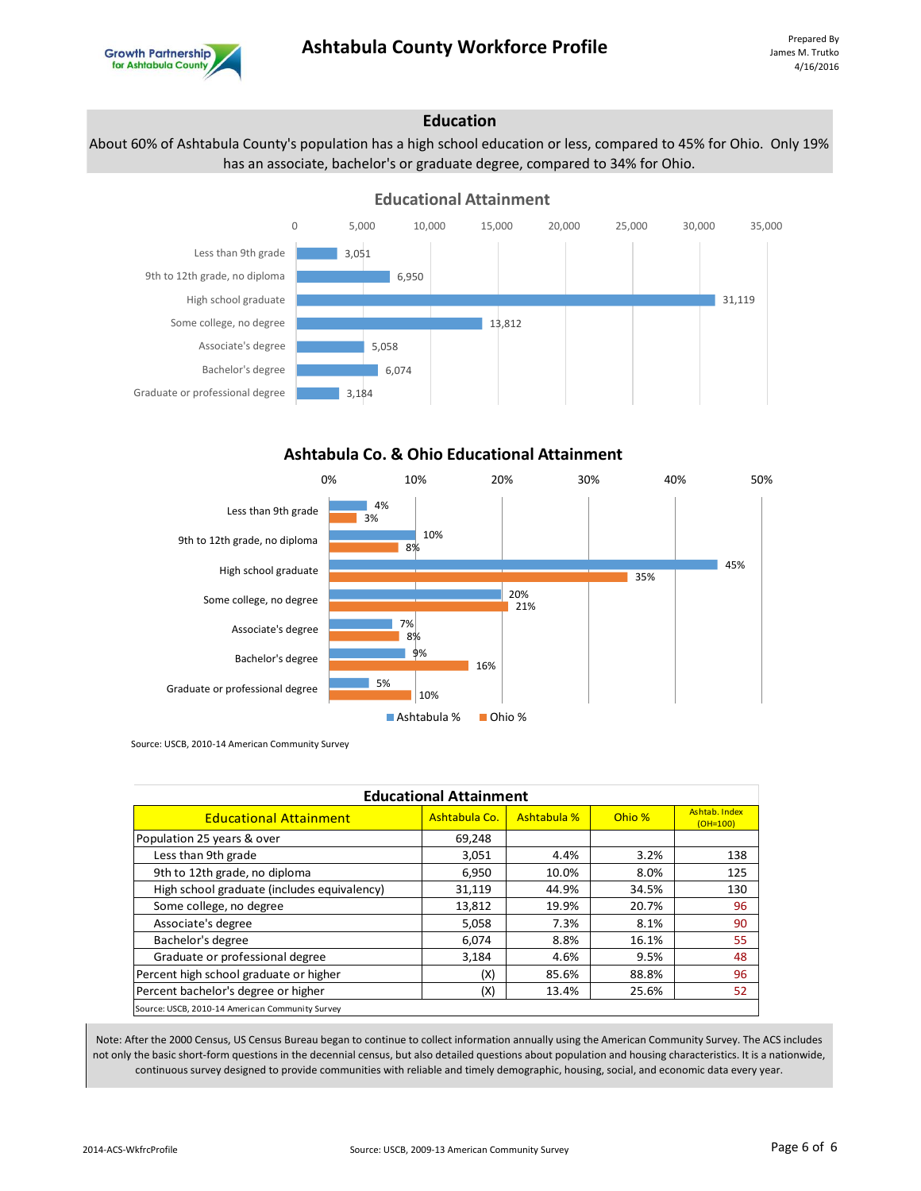# Ashtabula County Workforce Profile

Prepared By
James M. Trutko
4/16/2016

## Education

About 60% of Ashtabula County's population has a high school education or less, compared to 45% for Ohio. Only 19% has an associate, bachelor's or graduate degree, compared to 34% for Ohio.

### Educational Attainment

0
5,000
10,000
15,000
20,000
25,000
30,000
35,000

Less than 9th grade 3,051
9th to 12th grade, no diploma 6,950
High school graduate 31,119
Some college, no degree 13,812
Associate's degree 5,058
Bachelor's degree 6,074
Graduate or professional degree 3,184

### Ashtabula Co. & Ohio Educational Attainment

0%
10%
20%
30%
40%
50%

Less than 9th grade 4% 3%
9th to 12th grade, no diploma 10% 8%
High school graduate 45% 35%
Some college, no degree 20% 21%
Associate's degree 7% 8%
Bachelor's degree 9% 16%
Graduate or professional degree 5% 10%

Ashtabula % Ohio %

Source: USCB, 2010-14 American Community Survey

### Educational Attainment

| Educational Attainment | Ashtabula Co. | Ashtabula % | Ohio % | Ashtab. Index (OH=100) |
|---|---|---|---|---|
| Population 25 years & over | 69,248 | | | |
| Less than 9th grade | 3,051 | 4.4% | 3.2% | 138 |
| 9th to 12th grade, no diploma | 6,950 | 10.0% | 8.0% | 125 |
| High school graduate (includes equivalency) | 31,119 | 44.9% | 34.5% | 130 |
| Some college, no degree | 13,812 | 19.9% | 20.7% | 96 |
| Associate's degree | 5,058 | 7.3% | 8.1% | 90 |
| Bachelor's degree | 6,074 | 8.8% | 16.1% | 55 |
| Graduate or professional degree | 3,184 | 4.6% | 9.5% | 48 |
| Percent high school graduate or higher | (X) | 85.6% | 88.8% | 96 |
| Percent bachelor's degree or higher | (X) | 13.4% | 25.6% | 52 |

Source: USCB, 2010-14 American Community Survey

Note: After the 2000 Census, US Census Bureau began to continue to collect information annually using the American Community Survey. The ACS includes not only the basic short-form questions in the decennial census, but also detailed questions about population and housing characteristics. It is a nationwide, continuous survey designed to provide communities with reliable and timely demographic, housing, social, and economic data every year.

2014-ACS-WkfrcProfile

Source: USCB, 2009-13 American Community Survey